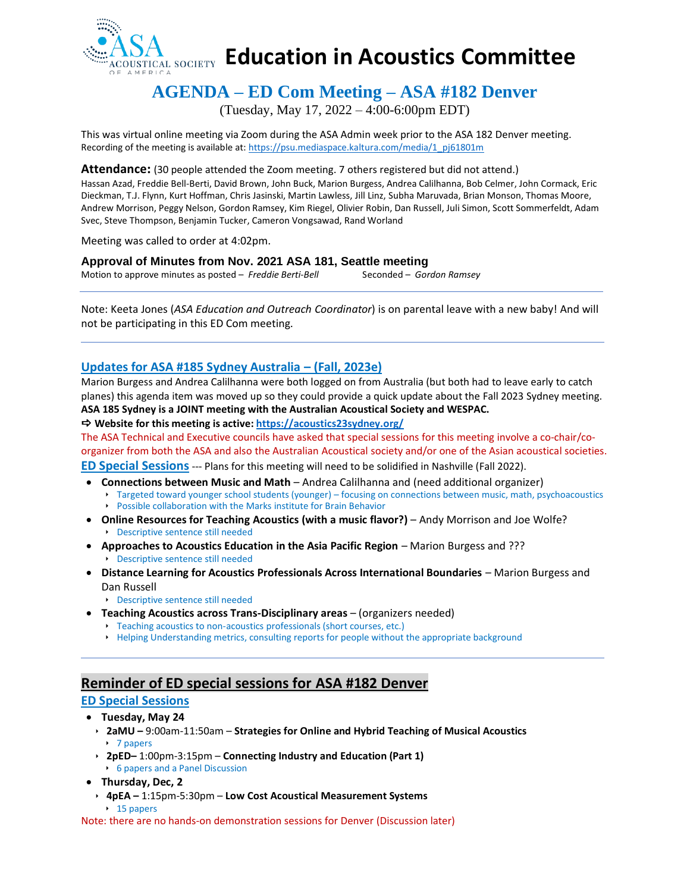# Education in Acoustics Committee

## AGENDA – ED Com Meeting – ASA #182 Denver

(Tuesday, May 17, 2022 – 4:00-6:00pm EDT)

This was virtual online meeting via Zoom during the ASA Admin week prior to the ASA 182 Denver meeting.
Recording of the meeting is available at: https://psu.mediaspace.kaltura.com/media/1_pj61801m

**Attendance:** (30 people attended the Zoom meeting. 7 others registered but did not attend.)
Hassan Azad, Freddie Bell-Berti, David Brown, John Buck, Marion Burgess, Andrea Calilhanna, Bob Celmer, John Cormack, Eric Dieckman, T.J. Flynn, Kurt Hoffman, Chris Jasinski, Martin Lawless, Jill Linz, Subha Maruvada, Brian Monson, Thomas Moore, Andrew Morrison, Peggy Nelson, Gordon Ramsey, Kim Riegel, Olivier Robin, Dan Russell, Juli Simon, Scott Sommerfeldt, Adam Svec, Steve Thompson, Benjamin Tucker, Cameron Vongsawad, Rand Worland

Meeting was called to order at 4:02pm.

### Approval of Minutes from Nov. 2021 ASA 181, Seattle meeting

Motion to approve minutes as posted – *Freddie Berti-Bell* Seconded – *Gordon Ramsey*

---

Note: Keeta Jones (*ASA Education and Outreach Coordinator*) is on parental leave with a new baby! And will not be participating in this ED Com meeting.

---

## Updates for ASA #185 Sydney Australia – (Fall, 2023e)

Marion Burgess and Andrea Calilhanna were both logged on from Australia (but both had to leave early to catch planes) this agenda item was moved up so they could provide a quick update about the Fall 2023 Sydney meeting.
**ASA 185 Sydney is a JOINT meeting with the Australian Acoustical Society and WESPAC.**
**⇨ Website for this meeting is active: https://acoustics23sydney.org/**
The ASA Technical and Executive councils have asked that special sessions for this meeting involve a co-chair/co-organizer from both the ASA and also the Australian Acoustical society and/or one of the Asian acoustical societies.

**ED Special Sessions** --- Plans for this meeting will need to be solidified in Nashville (Fall 2022).

- **Connections between Music and Math** – Andrea Calilhanna and (need additional organizer)
  - Targeted toward younger school students (younger) – focusing on connections between music, math, psychoacoustics
  - Possible collaboration with the Marks institute for Brain Behavior
- **Online Resources for Teaching Acoustics (with a music flavor?)** – Andy Morrison and Joe Wolfe?
  - Descriptive sentence still needed
- **Approaches to Acoustics Education in the Asia Pacific Region** – Marion Burgess and ???
  - Descriptive sentence still needed
- **Distance Learning for Acoustics Professionals Across International Boundaries** – Marion Burgess and Dan Russell
  - Descriptive sentence still needed
- **Teaching Acoustics across Trans-Disciplinary areas** – (organizers needed)
  - Teaching acoustics to non-acoustics professionals (short courses, etc.)
  - Helping Understanding metrics, consulting reports for people without the appropriate background

---

## Reminder of ED special sessions for ASA #182 Denver

**ED Special Sessions**

- **Tuesday, May 24**
  - **2aMU –** 9:00am-11:50am – **Strategies for Online and Hybrid Teaching of Musical Acoustics**
    - 7 papers
  - **2pED–** 1:00pm-3:15pm – **Connecting Industry and Education (Part 1)**
    - 6 papers and a Panel Discussion
- **Thursday, Dec, 2**
  - **4pEA –** 1:15pm-5:30pm – **Low Cost Acoustical Measurement Systems**
    - 15 papers

Note: there are no hands-on demonstration sessions for Denver (Discussion later)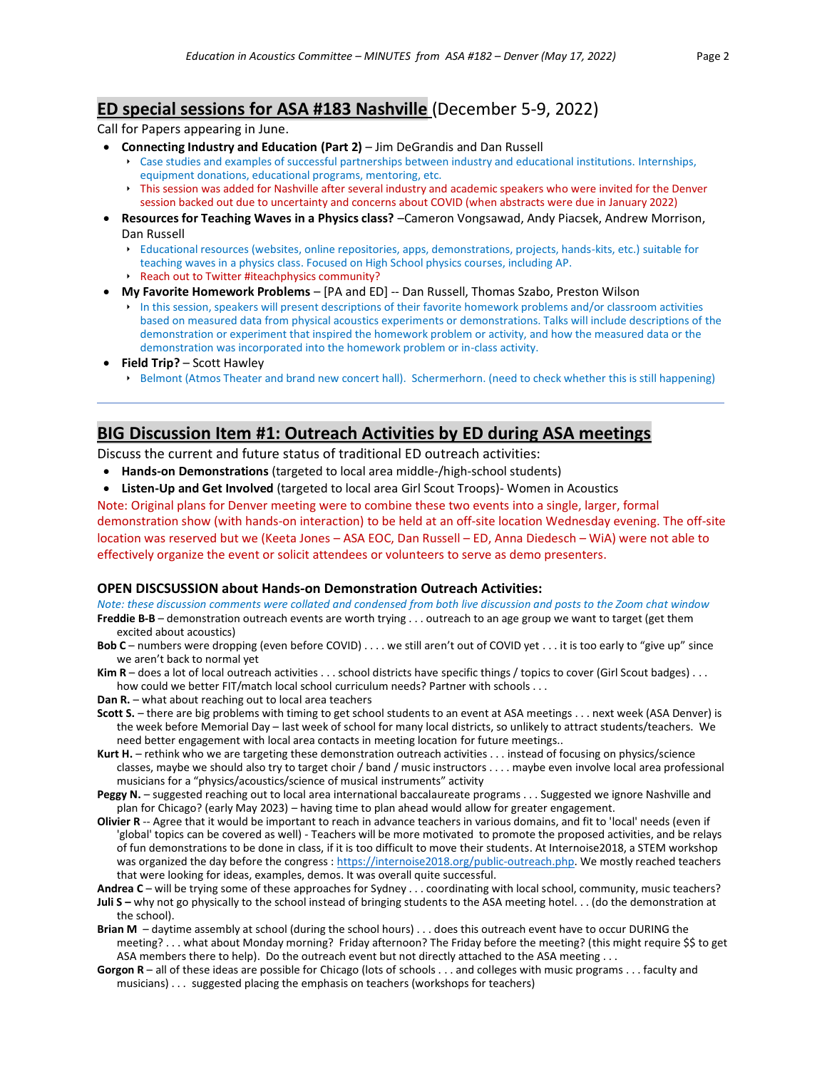## ED special sessions for ASA #183 Nashville (December 5-9, 2022)

Call for Papers appearing in June.

- **Connecting Industry and Education (Part 2)** – Jim DeGrandis and Dan Russell
  - Case studies and examples of successful partnerships between industry and educational institutions. Internships, equipment donations, educational programs, mentoring, etc.
  - This session was added for Nashville after several industry and academic speakers who were invited for the Denver session backed out due to uncertainty and concerns about COVID (when abstracts were due in January 2022)
- **Resources for Teaching Waves in a Physics class?** –Cameron Vongsawad, Andy Piacsek, Andrew Morrison, Dan Russell
  - Educational resources (websites, online repositories, apps, demonstrations, projects, hands-kits, etc.) suitable for teaching waves in a physics class. Focused on High School physics courses, including AP.
  - Reach out to Twitter #iteachphysics community?
- **My Favorite Homework Problems** – [PA and ED] -- Dan Russell, Thomas Szabo, Preston Wilson
  - In this session, speakers will present descriptions of their favorite homework problems and/or classroom activities based on measured data from physical acoustics experiments or demonstrations. Talks will include descriptions of the demonstration or experiment that inspired the homework problem or activity, and how the measured data or the demonstration was incorporated into the homework problem or in-class activity.
- **Field Trip?** – Scott Hawley
  - Belmont (Atmos Theater and brand new concert hall). Schermerhorn. (need to check whether this is still happening)

---

## BIG Discussion Item #1: Outreach Activities by ED during ASA meetings

Discuss the current and future status of traditional ED outreach activities:

- **Hands-on Demonstrations** (targeted to local area middle-/high-school students)
- **Listen-Up and Get Involved** (targeted to local area Girl Scout Troops)- Women in Acoustics

Note: Original plans for Denver meeting were to combine these two events into a single, larger, formal demonstration show (with hands-on interaction) to be held at an off-site location Wednesday evening. The off-site location was reserved but we (Keeta Jones – ASA EOC, Dan Russell – ED, Anna Diedesch – WiA) were not able to effectively organize the event or solicit attendees or volunteers to serve as demo presenters.

### OPEN DISCSUSSION about Hands-on Demonstration Outreach Activities:

*Note: these discussion comments were collated and condensed from both live discussion and posts to the Zoom chat window*

**Freddie B-B** – demonstration outreach events are worth trying . . . outreach to an age group we want to target (get them excited about acoustics)

**Bob C** – numbers were dropping (even before COVID) . . . . we still aren't out of COVID yet . . . it is too early to "give up" since we aren't back to normal yet

**Kim R** – does a lot of local outreach activities . . . school districts have specific things / topics to cover (Girl Scout badges) . . . how could we better FIT/match local school curriculum needs? Partner with schools . . .

**Dan R.** – what about reaching out to local area teachers

**Scott S.** – there are big problems with timing to get school students to an event at ASA meetings . . . next week (ASA Denver) is the week before Memorial Day – last week of school for many local districts, so unlikely to attract students/teachers. We need better engagement with local area contacts in meeting location for future meetings..

**Kurt H.** – rethink who we are targeting these demonstration outreach activities . . . instead of focusing on physics/science classes, maybe we should also try to target choir / band / music instructors . . . . maybe even involve local area professional musicians for a "physics/acoustics/science of musical instruments" activity

**Peggy N.** – suggested reaching out to local area international baccalaureate programs . . . Suggested we ignore Nashville and plan for Chicago? (early May 2023) – having time to plan ahead would allow for greater engagement.

**Olivier R** -- Agree that it would be important to reach in advance teachers in various domains, and fit to 'local' needs (even if 'global' topics can be covered as well) - Teachers will be more motivated to promote the proposed activities, and be relays of fun demonstrations to be done in class, if it is too difficult to move their students. At Internoise2018, a STEM workshop was organized the day before the congress : https://internoise2018.org/public-outreach.php. We mostly reached teachers that were looking for ideas, examples, demos. It was overall quite successful.

**Andrea C** – will be trying some of these approaches for Sydney . . . coordinating with local school, community, music teachers?

**Juli S** – why not go physically to the school instead of bringing students to the ASA meeting hotel. . . (do the demonstration at the school).

**Brian M** – daytime assembly at school (during the school hours) . . . does this outreach event have to occur DURING the meeting? . . . what about Monday morning? Friday afternoon? The Friday before the meeting? (this might require $$ to get ASA members there to help). Do the outreach event but not directly attached to the ASA meeting . . .

**Gorgon R** – all of these ideas are possible for Chicago (lots of schools . . . and colleges with music programs . . . faculty and musicians) . . . suggested placing the emphasis on teachers (workshops for teachers)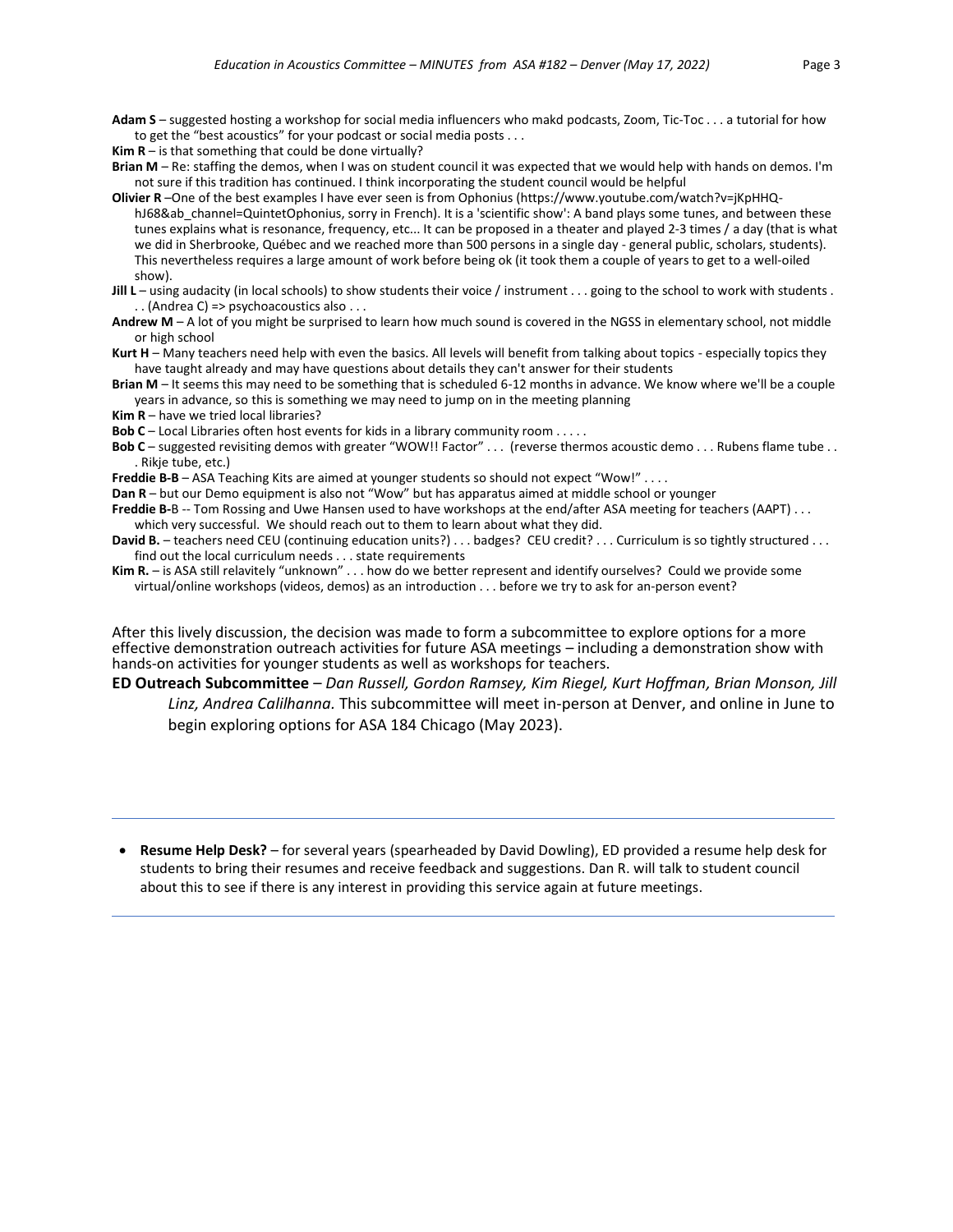**Adam S** – suggested hosting a workshop for social media influencers who makd podcasts, Zoom, Tic-Toc . . . a tutorial for how to get the "best acoustics" for your podcast or social media posts . . .

**Kim R** – is that something that could be done virtually?

**Brian M** – Re: staffing the demos, when I was on student council it was expected that we would help with hands on demos. I'm not sure if this tradition has continued. I think incorporating the student council would be helpful

**Olivier R** –One of the best examples I have ever seen is from Ophonius (https://www.youtube.com/watch?v=jKpHHQ-hJ68&ab_channel=QuintetOphonius, sorry in French). It is a 'scientific show': A band plays some tunes, and between these tunes explains what is resonance, frequency, etc... It can be proposed in a theater and played 2-3 times / a day (that is what we did in Sherbrooke, Québec and we reached more than 500 persons in a single day - general public, scholars, students). This nevertheless requires a large amount of work before being ok (it took them a couple of years to get to a well-oiled show).

**Jill L** – using audacity (in local schools) to show students their voice / instrument . . . going to the school to work with students . . . (Andrea C) => psychoacoustics also . . .

**Andrew M** – A lot of you might be surprised to learn how much sound is covered in the NGSS in elementary school, not middle or high school

**Kurt H** – Many teachers need help with even the basics. All levels will benefit from talking about topics - especially topics they have taught already and may have questions about details they can't answer for their students

**Brian M** – It seems this may need to be something that is scheduled 6-12 months in advance. We know where we'll be a couple years in advance, so this is something we may need to jump on in the meeting planning

**Kim R** – have we tried local libraries?

**Bob C** – Local Libraries often host events for kids in a library community room . . . . .

**Bob C** – suggested revisiting demos with greater "WOW!! Factor" . . . (reverse thermos acoustic demo . . . Rubens flame tube . . . Rikje tube, etc.)

**Freddie B-B** – ASA Teaching Kits are aimed at younger students so should not expect "Wow!" . . . .

**Dan R** – but our Demo equipment is also not "Wow" but has apparatus aimed at middle school or younger

**Freddie B-**B -- Tom Rossing and Uwe Hansen used to have workshops at the end/after ASA meeting for teachers (AAPT) . . . which very successful. We should reach out to them to learn about what they did.

**David B.** – teachers need CEU (continuing education units?) . . . badges? CEU credit? . . . Curriculum is so tightly structured . . . find out the local curriculum needs . . . state requirements

**Kim R.** – is ASA still relavitely "unknown" . . . how do we better represent and identify ourselves? Could we provide some virtual/online workshops (videos, demos) as an introduction . . . before we try to ask for an-person event?

After this lively discussion, the decision was made to form a subcommittee to explore options for a more effective demonstration outreach activities for future ASA meetings – including a demonstration show with hands-on activities for younger students as well as workshops for teachers.

**ED Outreach Subcommittee** – *Dan Russell, Gordon Ramsey, Kim Riegel, Kurt Hoffman, Brian Monson, Jill Linz, Andrea Calilhanna.* This subcommittee will meet in-person at Denver, and online in June to begin exploring options for ASA 184 Chicago (May 2023).

---

- **Resume Help Desk?** – for several years (spearheaded by David Dowling), ED provided a resume help desk for students to bring their resumes and receive feedback and suggestions. Dan R. will talk to student council about this to see if there is any interest in providing this service again at future meetings.

---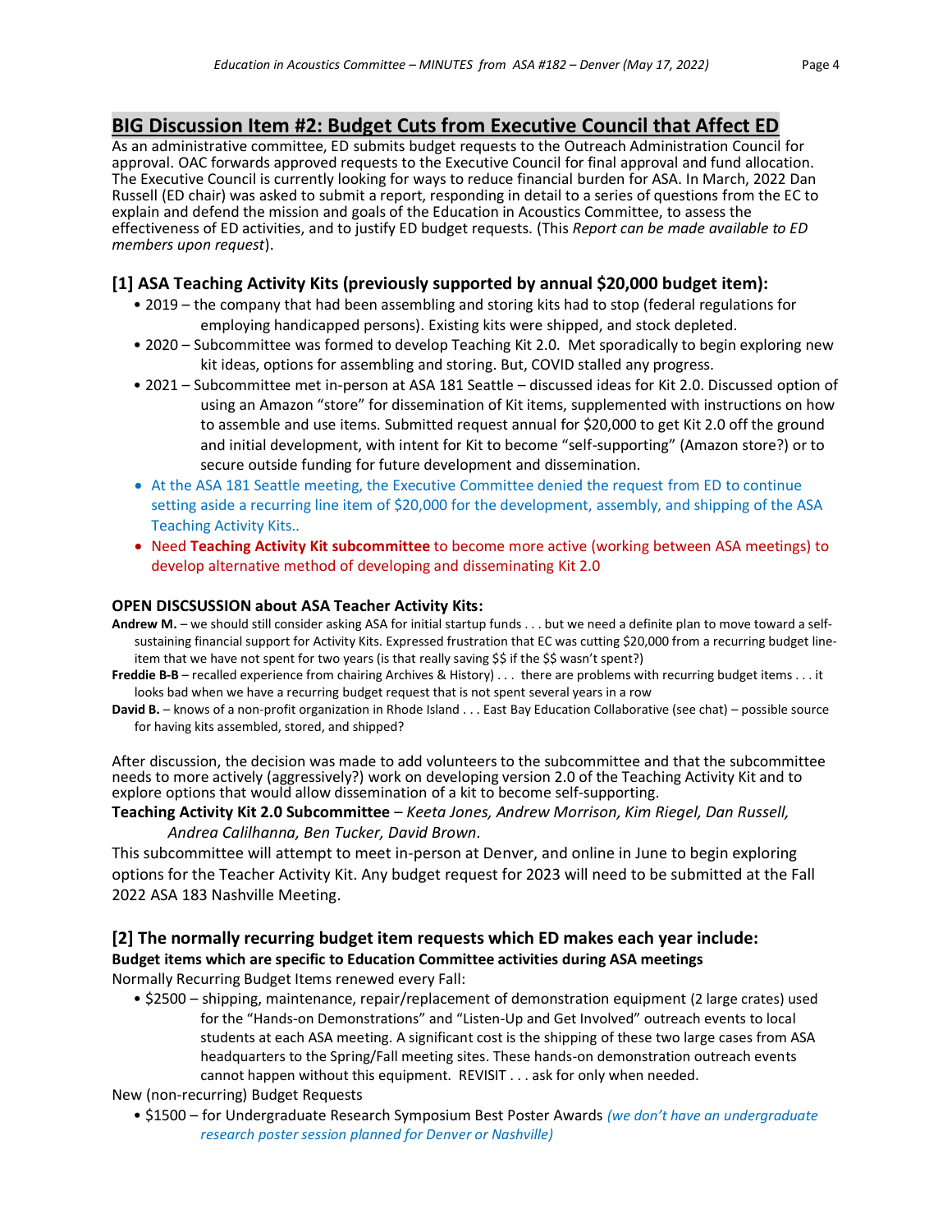## BIG Discussion Item #2: Budget Cuts from Executive Council that Affect ED

As an administrative committee, ED submits budget requests to the Outreach Administration Council for approval. OAC forwards approved requests to the Executive Council for final approval and fund allocation. The Executive Council is currently looking for ways to reduce financial burden for ASA. In March, 2022 Dan Russell (ED chair) was asked to submit a report, responding in detail to a series of questions from the EC to explain and defend the mission and goals of the Education in Acoustics Committee, to assess the effectiveness of ED activities, and to justify ED budget requests. (This *Report can be made available to ED members upon request*).

### [1] ASA Teaching Activity Kits (previously supported by annual $20,000 budget item):

- 2019 – the company that had been assembling and storing kits had to stop (federal regulations for employing handicapped persons). Existing kits were shipped, and stock depleted.
- 2020 – Subcommittee was formed to develop Teaching Kit 2.0. Met sporadically to begin exploring new kit ideas, options for assembling and storing. But, COVID stalled any progress.
- 2021 – Subcommittee met in-person at ASA 181 Seattle – discussed ideas for Kit 2.0. Discussed option of using an Amazon "store" for dissemination of Kit items, supplemented with instructions on how to assemble and use items. Submitted request annual for $20,000 to get Kit 2.0 off the ground and initial development, with intent for Kit to become "self-supporting" (Amazon store?) or to secure outside funding for future development and dissemination.
- At the ASA 181 Seattle meeting, the Executive Committee denied the request from ED to continue setting aside a recurring line item of $20,000 for the development, assembly, and shipping of the ASA Teaching Activity Kits..
- Need **Teaching Activity Kit subcommittee** to become more active (working between ASA meetings) to develop alternative method of developing and disseminating Kit 2.0

**OPEN DISCSUSSION about ASA Teacher Activity Kits:**

**Andrew M.** – we should still consider asking ASA for initial startup funds . . . but we need a definite plan to move toward a self-sustaining financial support for Activity Kits. Expressed frustration that EC was cutting $20,000 from a recurring budget line-item that we have not spent for two years (is that really saving $$ if the $$ wasn't spent?)

**Freddie B-B** – recalled experience from chairing Archives & History) . . . there are problems with recurring budget items . . . it looks bad when we have a recurring budget request that is not spent several years in a row

**David B.** – knows of a non-profit organization in Rhode Island . . . East Bay Education Collaborative (see chat) – possible source for having kits assembled, stored, and shipped?

After discussion, the decision was made to add volunteers to the subcommittee and that the subcommittee needs to more actively (aggressively?) work on developing version 2.0 of the Teaching Activity Kit and to explore options that would allow dissemination of a kit to become self-supporting.

**Teaching Activity Kit 2.0 Subcommittee** – *Keeta Jones, Andrew Morrison, Kim Riegel, Dan Russell, Andrea Calilhanna, Ben Tucker, David Brown.*

This subcommittee will attempt to meet in-person at Denver, and online in June to begin exploring options for the Teacher Activity Kit. Any budget request for 2023 will need to be submitted at the Fall 2022 ASA 183 Nashville Meeting.

### [2] The normally recurring budget item requests which ED makes each year include:

**Budget items which are specific to Education Committee activities during ASA meetings**

Normally Recurring Budget Items renewed every Fall:

- $2500 – shipping, maintenance, repair/replacement of demonstration equipment (2 large crates) used for the "Hands-on Demonstrations" and "Listen-Up and Get Involved" outreach events to local students at each ASA meeting. A significant cost is the shipping of these two large cases from ASA headquarters to the Spring/Fall meeting sites. These hands-on demonstration outreach events cannot happen without this equipment. REVISIT . . . ask for only when needed.

New (non-recurring) Budget Requests

- $1500 – for Undergraduate Research Symposium Best Poster Awards *(we don't have an undergraduate research poster session planned for Denver or Nashville)*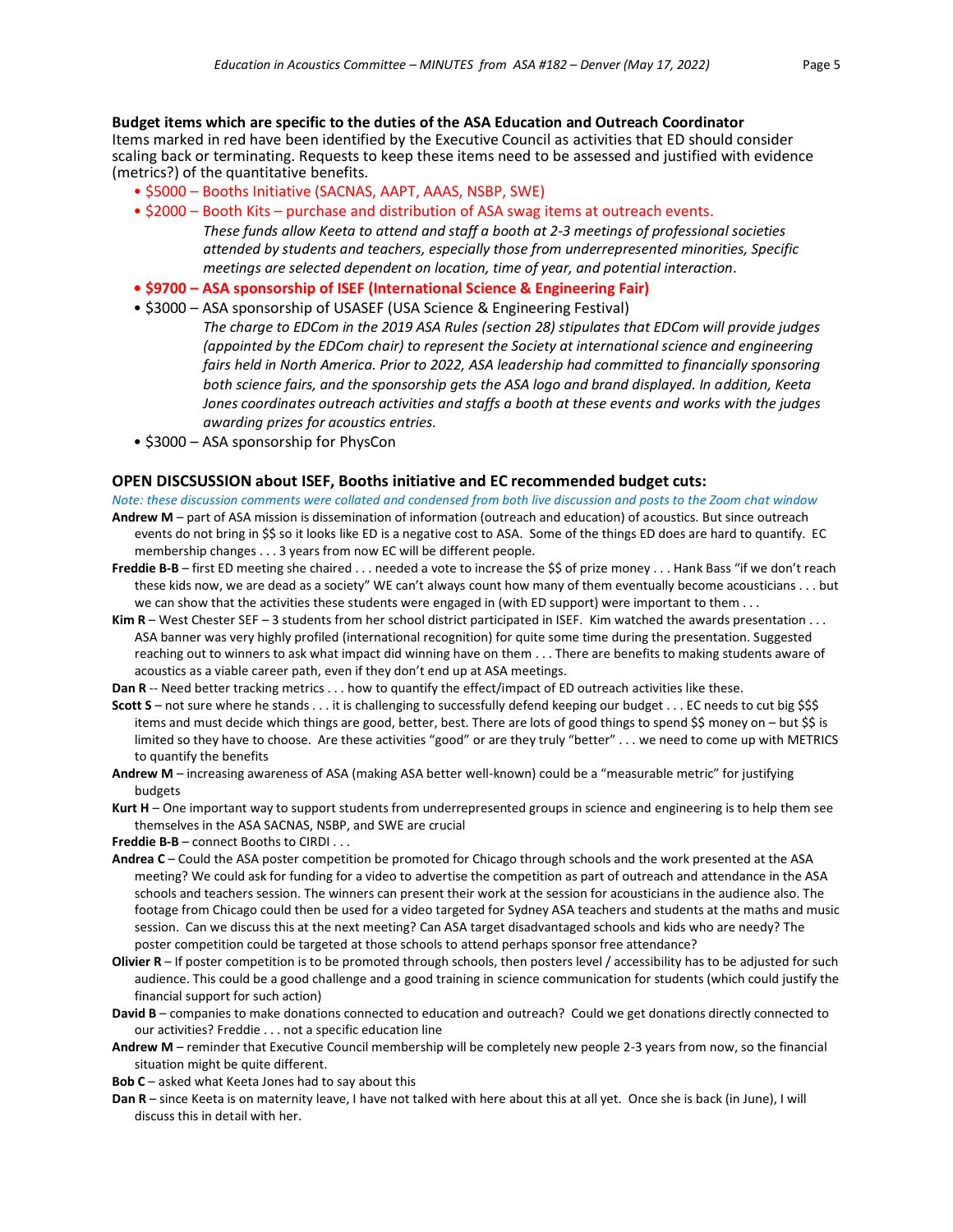**Budget items which are specific to the duties of the ASA Education and Outreach Coordinator**
Items marked in red have been identified by the Executive Council as activities that ED should consider scaling back or terminating. Requests to keep these items need to be assessed and justified with evidence (metrics?) of the quantitative benefits.

- $5000 – Booths Initiative (SACNAS, AAPT, AAAS, NSBP, SWE)
- $2000 – Booth Kits – purchase and distribution of ASA swag items at outreach events.

  *These funds allow Keeta to attend and staff a booth at 2-3 meetings of professional societies attended by students and teachers, especially those from underrepresented minorities, Specific meetings are selected dependent on location, time of year, and potential interaction.*

- **$9700 – ASA sponsorship of ISEF (International Science & Engineering Fair)**
- $3000 – ASA sponsorship of USASEF (USA Science & Engineering Festival)

  *The charge to EDCom in the 2019 ASA Rules (section 28) stipulates that EDCom will provide judges (appointed by the EDCom chair) to represent the Society at international science and engineering fairs held in North America. Prior to 2022, ASA leadership had committed to financially sponsoring both science fairs, and the sponsorship gets the ASA logo and brand displayed. In addition, Keeta Jones coordinates outreach activities and staffs a booth at these events and works with the judges awarding prizes for acoustics entries.*

- $3000 – ASA sponsorship for PhysCon

## OPEN DISCSUSSION about ISEF, Booths initiative and EC recommended budget cuts:

*Note: these discussion comments were collated and condensed from both live discussion and posts to the Zoom chat window*

**Andrew M** – part of ASA mission is dissemination of information (outreach and education) of acoustics. But since outreach events do not bring in $$ so it looks like ED is a negative cost to ASA. Some of the things ED does are hard to quantify. EC membership changes . . . 3 years from now EC will be different people.

**Freddie B-B** – first ED meeting she chaired . . . needed a vote to increase the $$ of prize money . . . Hank Bass "if we don't reach these kids now, we are dead as a society" WE can't always count how many of them eventually become acousticians . . . but we can show that the activities these students were engaged in (with ED support) were important to them . . .

**Kim R** – West Chester SEF – 3 students from her school district participated in ISEF. Kim watched the awards presentation . . . ASA banner was very highly profiled (international recognition) for quite some time during the presentation. Suggested reaching out to winners to ask what impact did winning have on them . . . There are benefits to making students aware of acoustics as a viable career path, even if they don't end up at ASA meetings.

**Dan R** -- Need better tracking metrics . . . how to quantify the effect/impact of ED outreach activities like these.

**Scott S** – not sure where he stands . . . it is challenging to successfully defend keeping our budget . . . EC needs to cut big $$$ items and must decide which things are good, better, best. There are lots of good things to spend $$ money on – but $$ is limited so they have to choose. Are these activities "good" or are they truly "better" . . . we need to come up with METRICS to quantify the benefits

**Andrew M** – increasing awareness of ASA (making ASA better well-known) could be a "measurable metric" for justifying budgets

**Kurt H** – One important way to support students from underrepresented groups in science and engineering is to help them see themselves in the ASA SACNAS, NSBP, and SWE are crucial

**Freddie B-B** – connect Booths to CIRDI . . .

**Andrea C** – Could the ASA poster competition be promoted for Chicago through schools and the work presented at the ASA meeting? We could ask for funding for a video to advertise the competition as part of outreach and attendance in the ASA schools and teachers session. The winners can present their work at the session for acousticians in the audience also. The footage from Chicago could then be used for a video targeted for Sydney ASA teachers and students at the maths and music session. Can we discuss this at the next meeting? Can ASA target disadvantaged schools and kids who are needy? The poster competition could be targeted at those schools to attend perhaps sponsor free attendance?

**Olivier R** – If poster competition is to be promoted through schools, then posters level / accessibility has to be adjusted for such audience. This could be a good challenge and a good training in science communication for students (which could justify the financial support for such action)

**David B** – companies to make donations connected to education and outreach? Could we get donations directly connected to our activities? Freddie . . . not a specific education line

**Andrew M** – reminder that Executive Council membership will be completely new people 2-3 years from now, so the financial situation might be quite different.

**Bob C** – asked what Keeta Jones had to say about this

**Dan R** – since Keeta is on maternity leave, I have not talked with here about this at all yet. Once she is back (in June), I will discuss this in detail with her.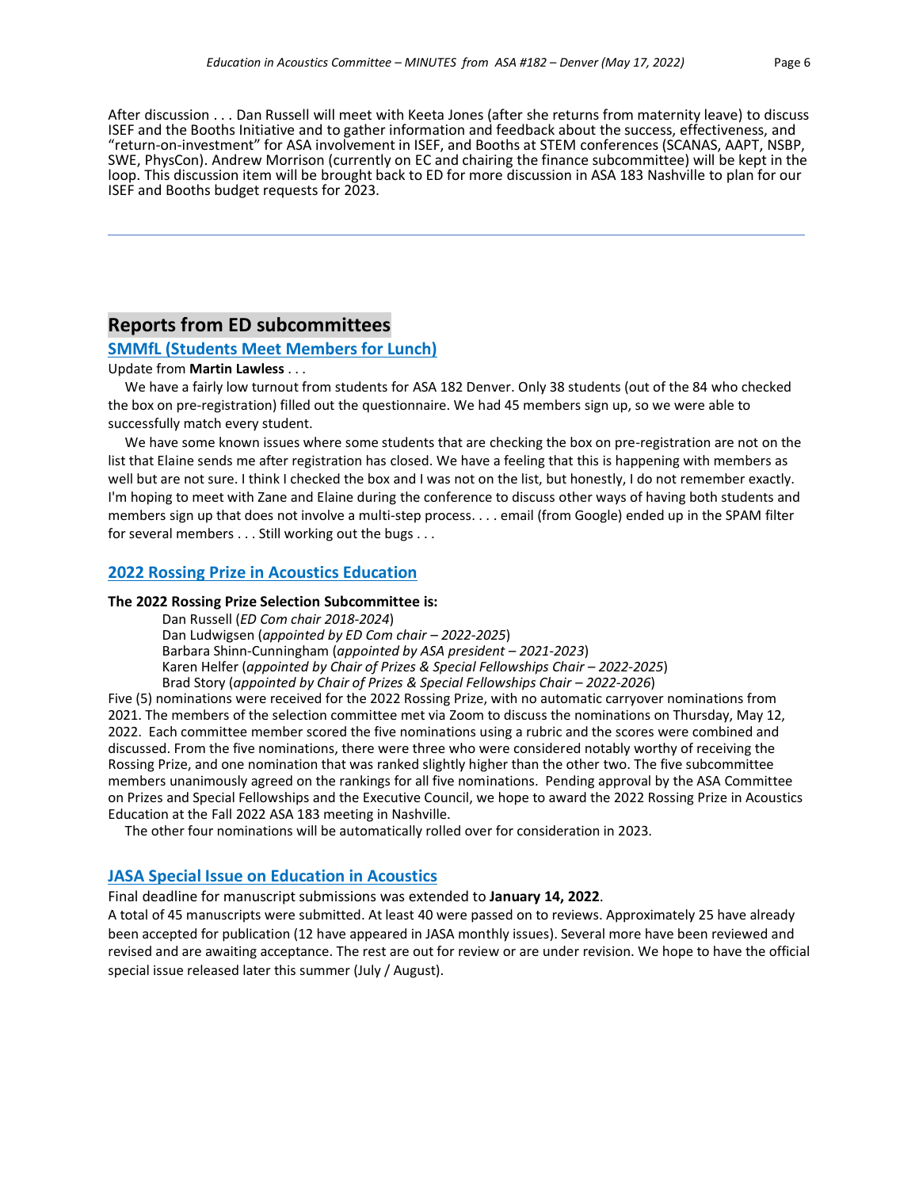After discussion . . . Dan Russell will meet with Keeta Jones (after she returns from maternity leave) to discuss ISEF and the Booths Initiative and to gather information and feedback about the success, effectiveness, and "return-on-investment" for ASA involvement in ISEF, and Booths at STEM conferences (SCANAS, AAPT, NSBP, SWE, PhysCon). Andrew Morrison (currently on EC and chairing the finance subcommittee) will be kept in the loop. This discussion item will be brought back to ED for more discussion in ASA 183 Nashville to plan for our ISEF and Booths budget requests for 2023.

---

## Reports from ED subcommittees

### SMMfL (Students Meet Members for Lunch)

Update from **Martin Lawless** . . .

We have a fairly low turnout from students for ASA 182 Denver. Only 38 students (out of the 84 who checked the box on pre-registration) filled out the questionnaire. We had 45 members sign up, so we were able to successfully match every student.

We have some known issues where some students that are checking the box on pre-registration are not on the list that Elaine sends me after registration has closed. We have a feeling that this is happening with members as well but are not sure. I think I checked the box and I was not on the list, but honestly, I do not remember exactly. I'm hoping to meet with Zane and Elaine during the conference to discuss other ways of having both students and members sign up that does not involve a multi-step process. . . . email (from Google) ended up in the SPAM filter for several members . . . Still working out the bugs . . .

### 2022 Rossing Prize in Acoustics Education

**The 2022 Rossing Prize Selection Subcommittee is:**

Dan Russell (*ED Com chair 2018-2024*)
Dan Ludwigsen (*appointed by ED Com chair – 2022-2025*)
Barbara Shinn-Cunningham (*appointed by ASA president – 2021-2023*)
Karen Helfer (*appointed by Chair of Prizes & Special Fellowships Chair – 2022-2025*)
Brad Story (*appointed by Chair of Prizes & Special Fellowships Chair – 2022-2026*)

Five (5) nominations were received for the 2022 Rossing Prize, with no automatic carryover nominations from 2021. The members of the selection committee met via Zoom to discuss the nominations on Thursday, May 12, 2022. Each committee member scored the five nominations using a rubric and the scores were combined and discussed. From the five nominations, there were three who were considered notably worthy of receiving the Rossing Prize, and one nomination that was ranked slightly higher than the other two. The five subcommittee members unanimously agreed on the rankings for all five nominations. Pending approval by the ASA Committee on Prizes and Special Fellowships and the Executive Council, we hope to award the 2022 Rossing Prize in Acoustics Education at the Fall 2022 ASA 183 meeting in Nashville.

The other four nominations will be automatically rolled over for consideration in 2023.

### JASA Special Issue on Education in Acoustics

Final deadline for manuscript submissions was extended to **January 14, 2022**.

A total of 45 manuscripts were submitted. At least 40 were passed on to reviews. Approximately 25 have already been accepted for publication (12 have appeared in JASA monthly issues). Several more have been reviewed and revised and are awaiting acceptance. The rest are out for review or are under revision. We hope to have the official special issue released later this summer (July / August).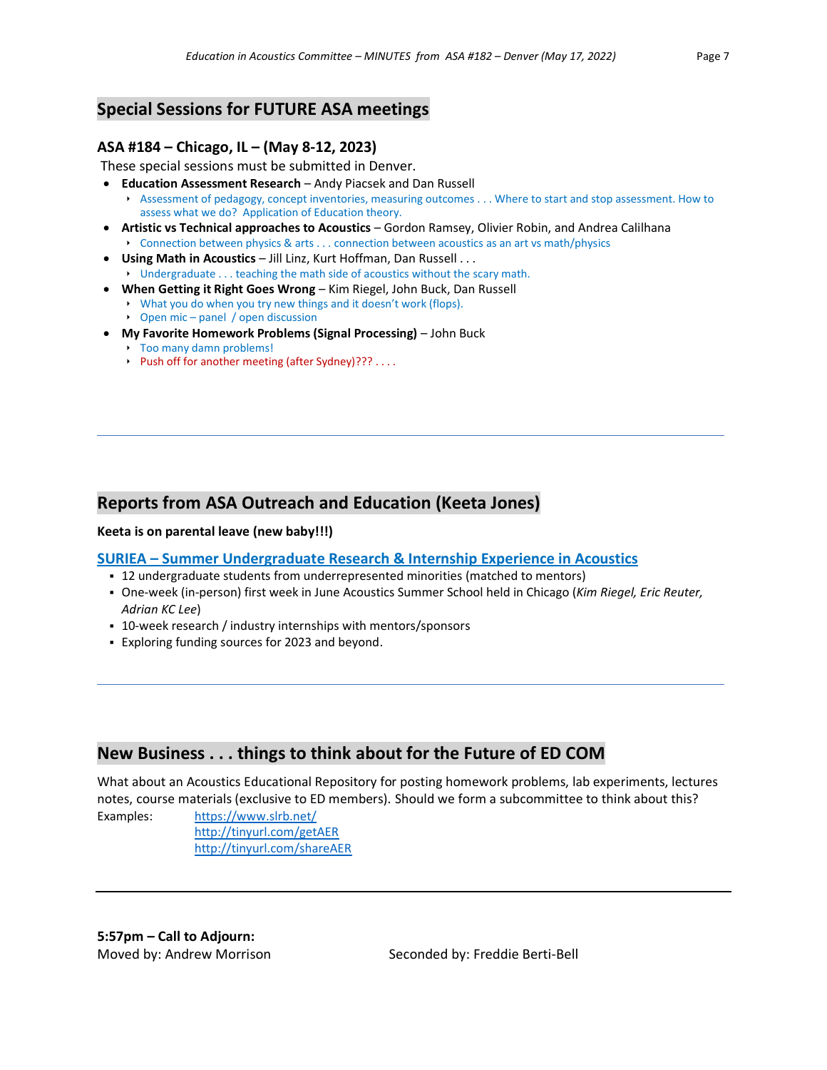## Special Sessions for FUTURE ASA meetings

### ASA #184 – Chicago, IL – (May 8-12, 2023)

These special sessions must be submitted in Denver.

- **Education Assessment Research** – Andy Piacsek and Dan Russell
  - Assessment of pedagogy, concept inventories, measuring outcomes . . . Where to start and stop assessment. How to assess what we do? Application of Education theory.
- **Artistic vs Technical approaches to Acoustics** – Gordon Ramsey, Olivier Robin, and Andrea Calilhana
  - Connection between physics & arts . . . connection between acoustics as an art vs math/physics
- **Using Math in Acoustics** – Jill Linz, Kurt Hoffman, Dan Russell . . .
  - Undergraduate . . . teaching the math side of acoustics without the scary math.
- **When Getting it Right Goes Wrong** – Kim Riegel, John Buck, Dan Russell
  - What you do when you try new things and it doesn't work (flops).
  - Open mic – panel / open discussion
- **My Favorite Homework Problems (Signal Processing)** – John Buck
  - Too many damn problems!
  - Push off for another meeting (after Sydney)??? . . . .

---

## Reports from ASA Outreach and Education (Keeta Jones)

**Keeta is on parental leave (new baby!!!)**

### SURIEA – Summer Undergraduate Research & Internship Experience in Acoustics

- 12 undergraduate students from underrepresented minorities (matched to mentors)
- One-week (in-person) first week in June Acoustics Summer School held in Chicago (*Kim Riegel, Eric Reuter, Adrian KC Lee*)
- 10-week research / industry internships with mentors/sponsors
- Exploring funding sources for 2023 and beyond.

---

## New Business . . . things to think about for the Future of ED COM

What about an Acoustics Educational Repository for posting homework problems, lab experiments, lectures notes, course materials (exclusive to ED members). Should we form a subcommittee to think about this?

Examples: https://www.slrb.net/
http://tinyurl.com/getAER
http://tinyurl.com/shareAER

---

**5:57pm – Call to Adjourn:**

Moved by: Andrew Morrison Seconded by: Freddie Berti-Bell